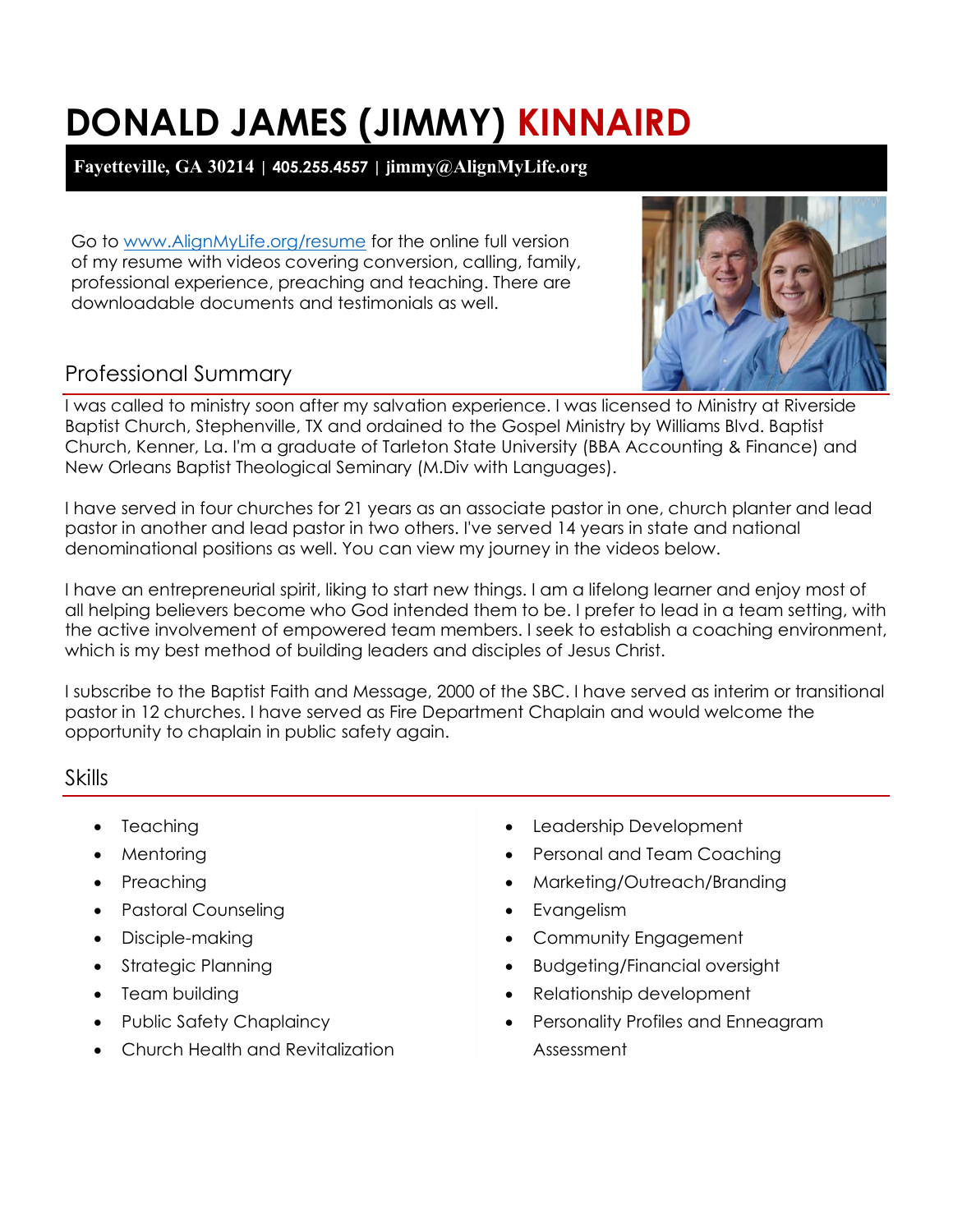# DONALD JAMES (JIMMY) KINNAIRD

**Fayetteville, GA 30214 | 405.255.4557 | jimmy@AlignMyLife.org**

Go to [www.AlignMyLife.org/resume](http://www.AlignMyLife.org/resume) for the online full version of my resume with videos covering conversion, calling, family, professional experience, preaching and teaching. There are downloadable documents and testimonials as well.

## Professional Summary

I was called to ministry soon after my salvation experience. I was licensed to Ministry at Riverside Baptist Church, Stephenville, TX and ordained to the Gospel Ministry by Williams Blvd. Baptist Church, Kenner, La. I'm a graduate of Tarleton State University (BBA Accounting & Finance) and New Orleans Baptist Theological Seminary (M.Div with Languages).

I have served in four churches for 21 years as an associate pastor in one, church planter and lead pastor in another and lead pastor in two others. I've served 14 years in state and national denominational positions as well. You can view my journey in the videos below.

I have an entrepreneurial spirit, liking to start new things. I am a lifelong learner and enjoy most of all helping believers become who God intended them to be. I prefer to lead in a team setting, with the active involvement of empowered team members. I seek to establish a coaching environment, which is my best method of building leaders and disciples of Jesus Christ.

I subscribe to the Baptist Faith and Message, 2000 of the SBC. I have served as interim or transitional pastor in 12 churches. I have served as Fire Department Chaplain and would welcome the opportunity to chaplain in public safety again.

## Skills

- Teaching
- Mentoring
- Preaching
- Pastoral Counseling
- Disciple-making
- Strategic Planning
- Team building
- Public Safety Chaplaincy
- Church Health and Revitalization
- Leadership Development
- Personal and Team Coaching
- Marketing/Outreach/Branding
- Evangelism
- Community Engagement
- Budgeting/Financial oversight
- Relationship development
- Personality Profiles and Enneagram Assessment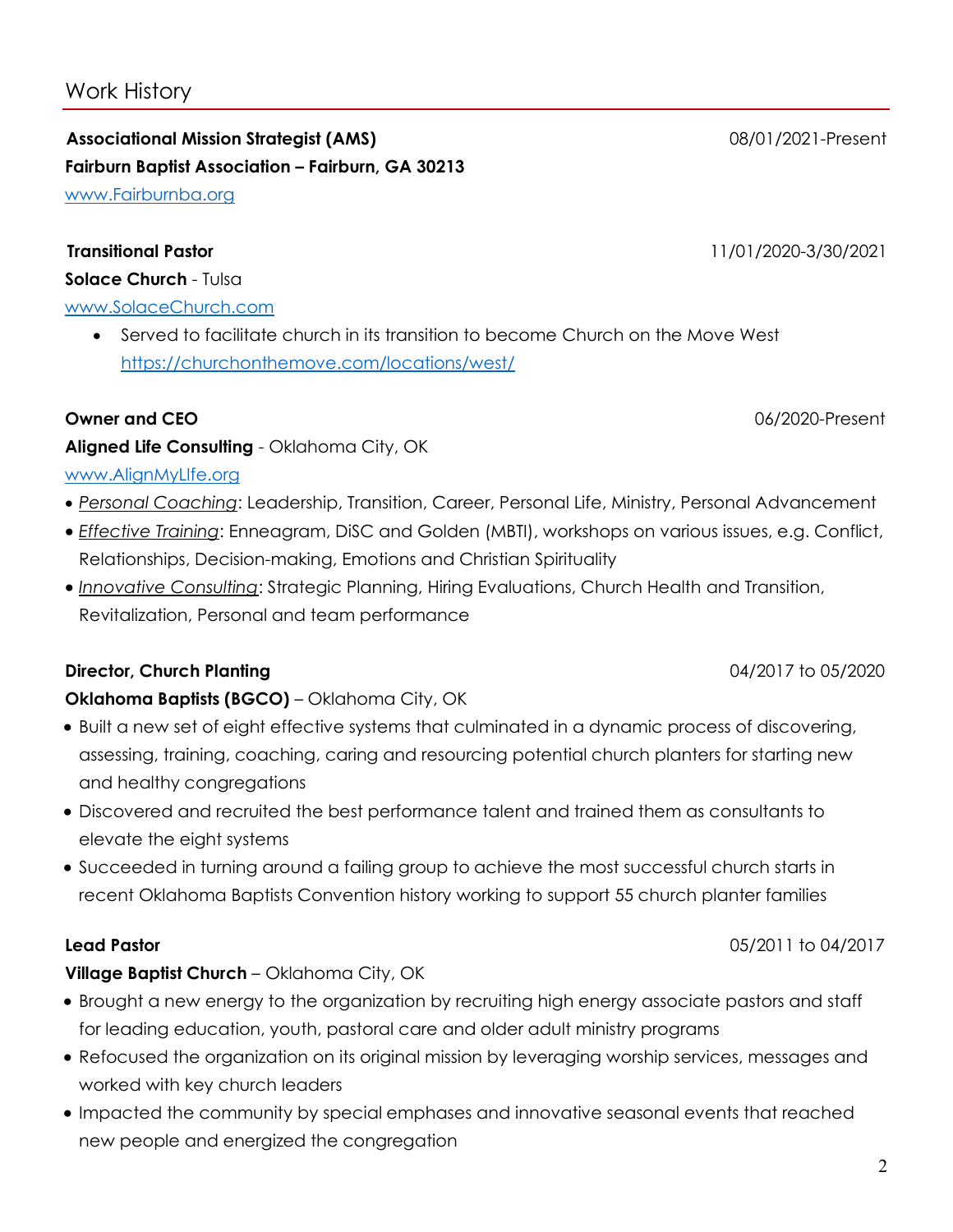## Work History

**Associational Mission Strategist (AMS)** 08/01/2021-Present
**Fairburn Baptist Association – Fairburn, GA 30213**
www.Fairburnba.org

**Transitional Pastor** 11/01/2020-3/30/2021
**Solace Church** - Tulsa
www.SolaceChurch.com

- Served to facilitate church in its transition to become Church on the Move West https://churchonthemove.com/locations/west/

**Owner and CEO** 06/2020-Present
**Aligned Life Consulting** - Oklahoma City, OK
www.AlignMyLIfe.org

- *Personal Coaching*: Leadership, Transition, Career, Personal Life, Ministry, Personal Advancement
- *Effective Training*: Enneagram, DiSC and Golden (MBTI), workshops on various issues, e.g. Conflict, Relationships, Decision-making, Emotions and Christian Spirituality
- *Innovative Consulting*: Strategic Planning, Hiring Evaluations, Church Health and Transition, Revitalization, Personal and team performance

**Director, Church Planting** 04/2017 to 05/2020
**Oklahoma Baptists (BGCO)** – Oklahoma City, OK

- Built a new set of eight effective systems that culminated in a dynamic process of discovering, assessing, training, coaching, caring and resourcing potential church planters for starting new and healthy congregations
- Discovered and recruited the best performance talent and trained them as consultants to elevate the eight systems
- Succeeded in turning around a failing group to achieve the most successful church starts in recent Oklahoma Baptists Convention history working to support 55 church planter families

**Lead Pastor** 05/2011 to 04/2017
**Village Baptist Church** – Oklahoma City, OK

- Brought a new energy to the organization by recruiting high energy associate pastors and staff for leading education, youth, pastoral care and older adult ministry programs
- Refocused the organization on its original mission by leveraging worship services, messages and worked with key church leaders
- Impacted the community by special emphases and innovative seasonal events that reached new people and energized the congregation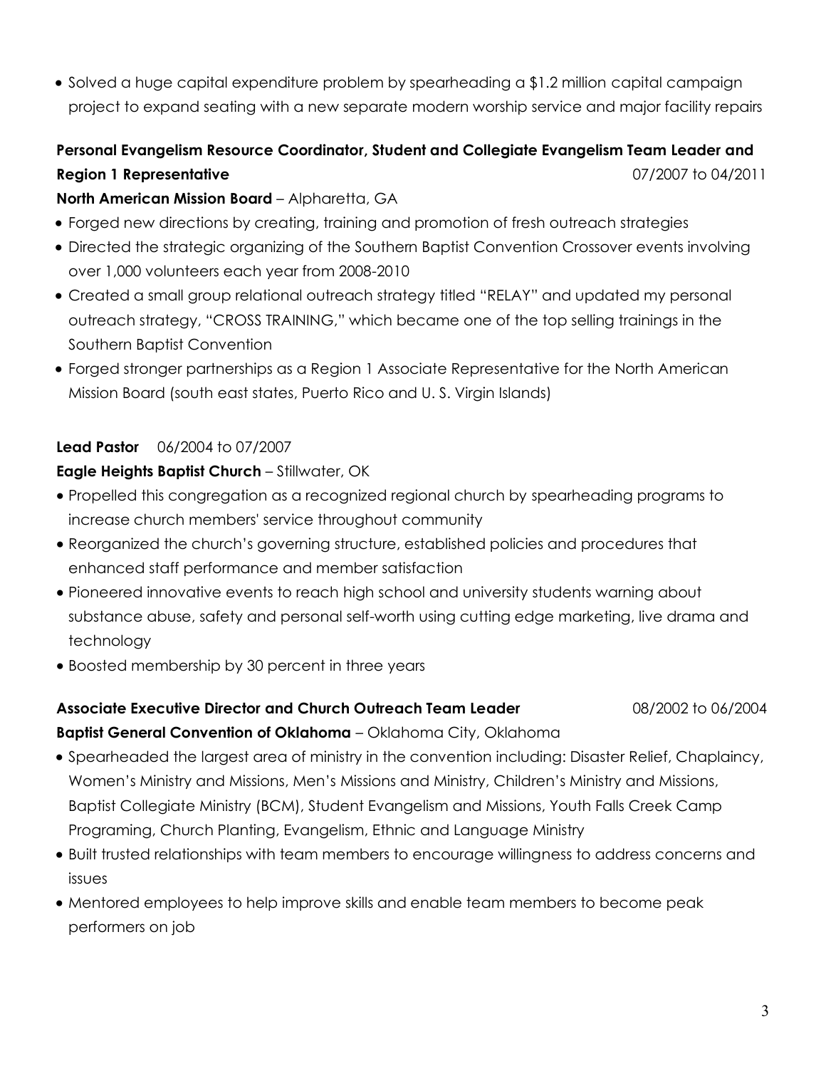- Solved a huge capital expenditure problem by spearheading a $1.2 million capital campaign project to expand seating with a new separate modern worship service and major facility repairs

**Personal Evangelism Resource Coordinator, Student and Collegiate Evangelism Team Leader and Region 1 Representative** 07/2007 to 04/2011

**North American Mission Board** – Alpharetta, GA

- Forged new directions by creating, training and promotion of fresh outreach strategies
- Directed the strategic organizing of the Southern Baptist Convention Crossover events involving over 1,000 volunteers each year from 2008-2010
- Created a small group relational outreach strategy titled "RELAY" and updated my personal outreach strategy, "CROSS TRAINING," which became one of the top selling trainings in the Southern Baptist Convention
- Forged stronger partnerships as a Region 1 Associate Representative for the North American Mission Board (south east states, Puerto Rico and U. S. Virgin Islands)

**Lead Pastor** 06/2004 to 07/2007

**Eagle Heights Baptist Church** – Stillwater, OK

- Propelled this congregation as a recognized regional church by spearheading programs to increase church members' service throughout community
- Reorganized the church's governing structure, established policies and procedures that enhanced staff performance and member satisfaction
- Pioneered innovative events to reach high school and university students warning about substance abuse, safety and personal self-worth using cutting edge marketing, live drama and technology
- Boosted membership by 30 percent in three years

**Associate Executive Director and Church Outreach Team Leader** 08/2002 to 06/2004

**Baptist General Convention of Oklahoma** – Oklahoma City, Oklahoma

- Spearheaded the largest area of ministry in the convention including: Disaster Relief, Chaplaincy, Women's Ministry and Missions, Men's Missions and Ministry, Children's Ministry and Missions, Baptist Collegiate Ministry (BCM), Student Evangelism and Missions, Youth Falls Creek Camp Programing, Church Planting, Evangelism, Ethnic and Language Ministry
- Built trusted relationships with team members to encourage willingness to address concerns and issues
- Mentored employees to help improve skills and enable team members to become peak performers on job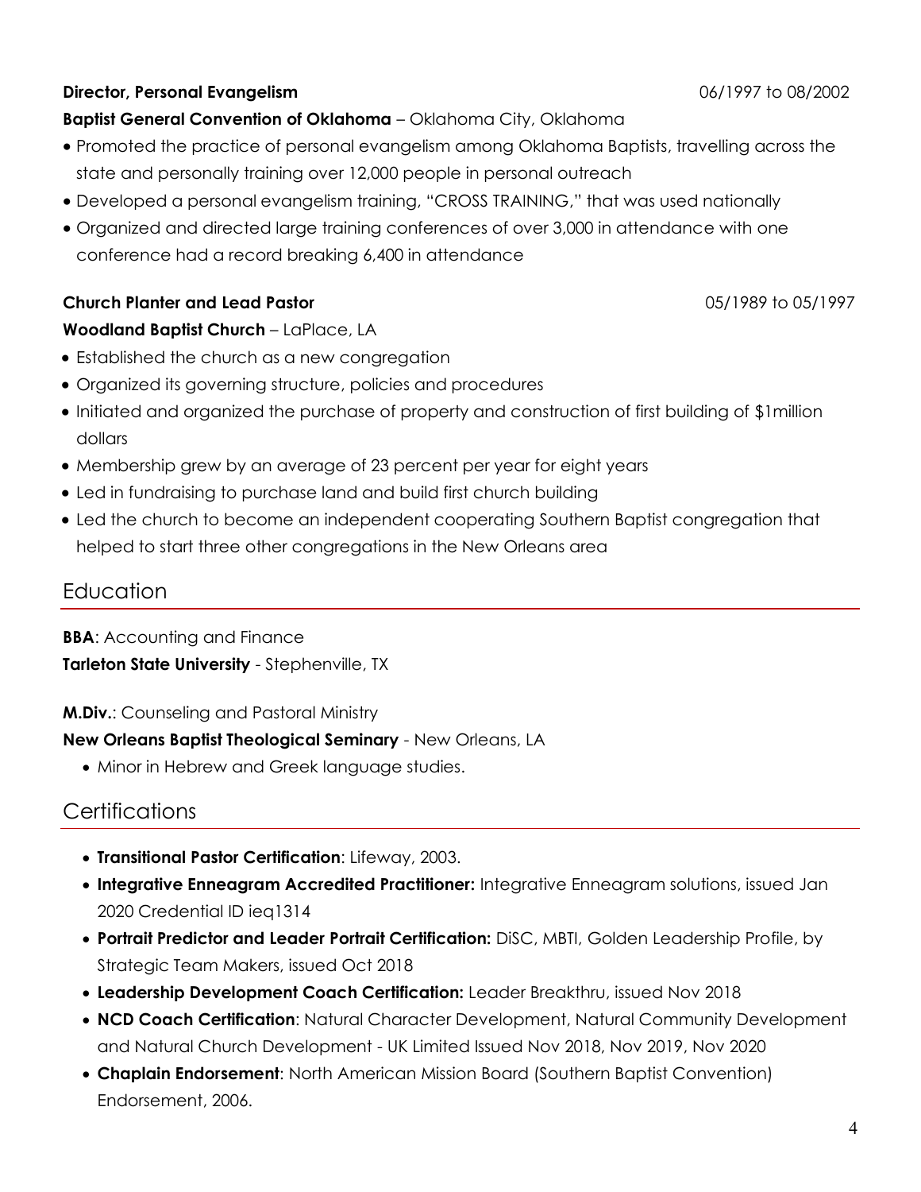**Director, Personal Evangelism** 06/1997 to 08/2002

**Baptist General Convention of Oklahoma** – Oklahoma City, Oklahoma

- Promoted the practice of personal evangelism among Oklahoma Baptists, travelling across the state and personally training over 12,000 people in personal outreach
- Developed a personal evangelism training, "CROSS TRAINING," that was used nationally
- Organized and directed large training conferences of over 3,000 in attendance with one conference had a record breaking 6,400 in attendance

**Church Planter and Lead Pastor** 05/1989 to 05/1997

**Woodland Baptist Church** – LaPlace, LA

- Established the church as a new congregation
- Organized its governing structure, policies and procedures
- Initiated and organized the purchase of property and construction of first building of $1million dollars
- Membership grew by an average of 23 percent per year for eight years
- Led in fundraising to purchase land and build first church building
- Led the church to become an independent cooperating Southern Baptist congregation that helped to start three other congregations in the New Orleans area

## Education

**BBA**: Accounting and Finance
**Tarleton State University** - Stephenville, TX

**M.Div.**: Counseling and Pastoral Ministry
**New Orleans Baptist Theological Seminary** - New Orleans, LA

- Minor in Hebrew and Greek language studies.

## Certifications

- **Transitional Pastor Certification**: Lifeway, 2003.
- **Integrative Enneagram Accredited Practitioner:** Integrative Enneagram solutions, issued Jan 2020 Credential ID ieq1314
- **Portrait Predictor and Leader Portrait Certification:** DiSC, MBTI, Golden Leadership Profile, by Strategic Team Makers, issued Oct 2018
- **Leadership Development Coach Certification:** Leader Breakthru, issued Nov 2018
- **NCD Coach Certification**: Natural Character Development, Natural Community Development and Natural Church Development - UK Limited Issued Nov 2018, Nov 2019, Nov 2020
- **Chaplain Endorsement**: North American Mission Board (Southern Baptist Convention) Endorsement, 2006.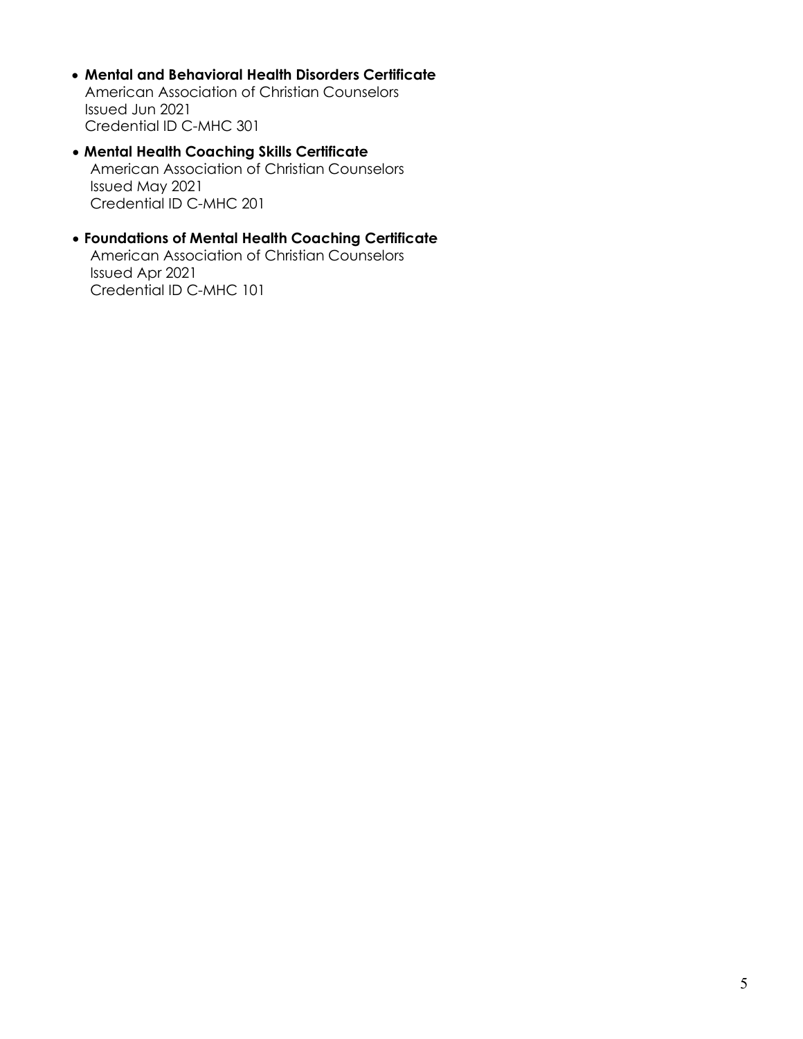- **Mental and Behavioral Health Disorders Certificate**
  American Association of Christian Counselors
  Issued Jun 2021
  Credential ID C-MHC 301

- **Mental Health Coaching Skills Certificate**
  American Association of Christian Counselors
  Issued May 2021
  Credential ID C-MHC 201

- **Foundations of Mental Health Coaching Certificate**
  American Association of Christian Counselors
  Issued Apr 2021
  Credential ID C-MHC 101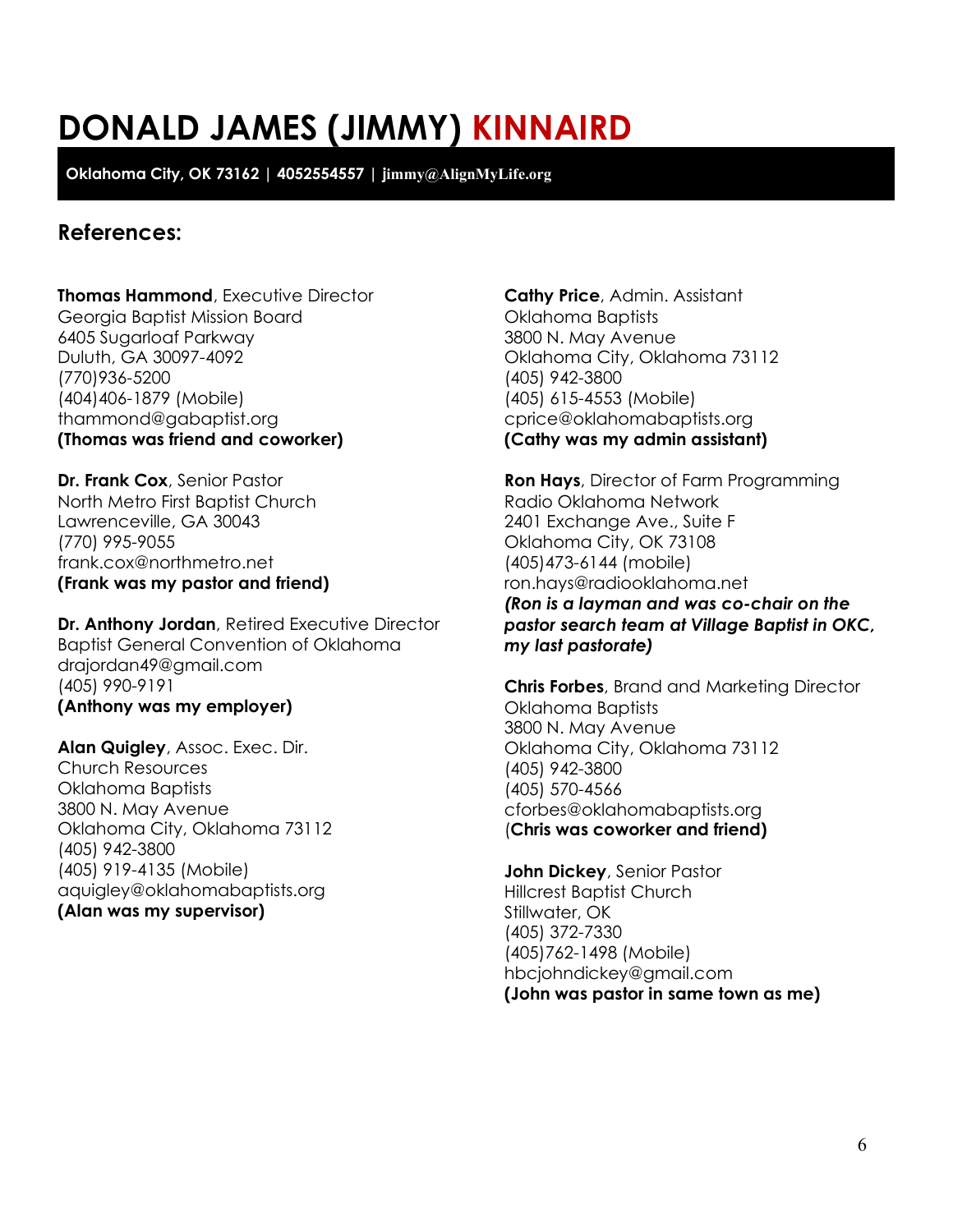# DONALD JAMES (JIMMY) KINNAIRD

**Oklahoma City, OK 73162 | 4052554557 | jimmy@AlignMyLife.org**

## References:

**Thomas Hammond**, Executive Director
Georgia Baptist Mission Board
6405 Sugarloaf Parkway
Duluth, GA 30097-4092
(770)936-5200
(404)406-1879 (Mobile)
thammond@gabaptist.org
**(Thomas was friend and coworker)**

**Dr. Frank Cox**, Senior Pastor
North Metro First Baptist Church
Lawrenceville, GA 30043
(770) 995-9055
frank.cox@northmetro.net
**(Frank was my pastor and friend)**

**Dr. Anthony Jordan**, Retired Executive Director
Baptist General Convention of Oklahoma
drajordan49@gmail.com
(405) 990-9191
**(Anthony was my employer)**

**Alan Quigley**, Assoc. Exec. Dir.
Church Resources
Oklahoma Baptists
3800 N. May Avenue
Oklahoma City, Oklahoma 73112
(405) 942-3800
(405) 919-4135 (Mobile)
aquigley@oklahomabaptists.org
**(Alan was my supervisor)**

**Cathy Price**, Admin. Assistant
Oklahoma Baptists
3800 N. May Avenue
Oklahoma City, Oklahoma 73112
(405) 942-3800
(405) 615-4553 (Mobile)
cprice@oklahomabaptists.org
**(Cathy was my admin assistant)**

**Ron Hays**, Director of Farm Programming
Radio Oklahoma Network
2401 Exchange Ave., Suite F
Oklahoma City, OK 73108
(405)473-6144 (mobile)
ron.hays@radiooklahoma.net
***(Ron is a layman and was co-chair on the pastor search team at Village Baptist in OKC, my last pastorate)***

**Chris Forbes**, Brand and Marketing Director
Oklahoma Baptists
3800 N. May Avenue
Oklahoma City, Oklahoma 73112
(405) 942-3800
(405) 570-4566
cforbes@oklahomabaptists.org
(**Chris was coworker and friend)**

**John Dickey**, Senior Pastor
Hillcrest Baptist Church
Stillwater, OK
(405) 372-7330
(405)762-1498 (Mobile)
hbcjohndickey@gmail.com
**(John was pastor in same town as me)**